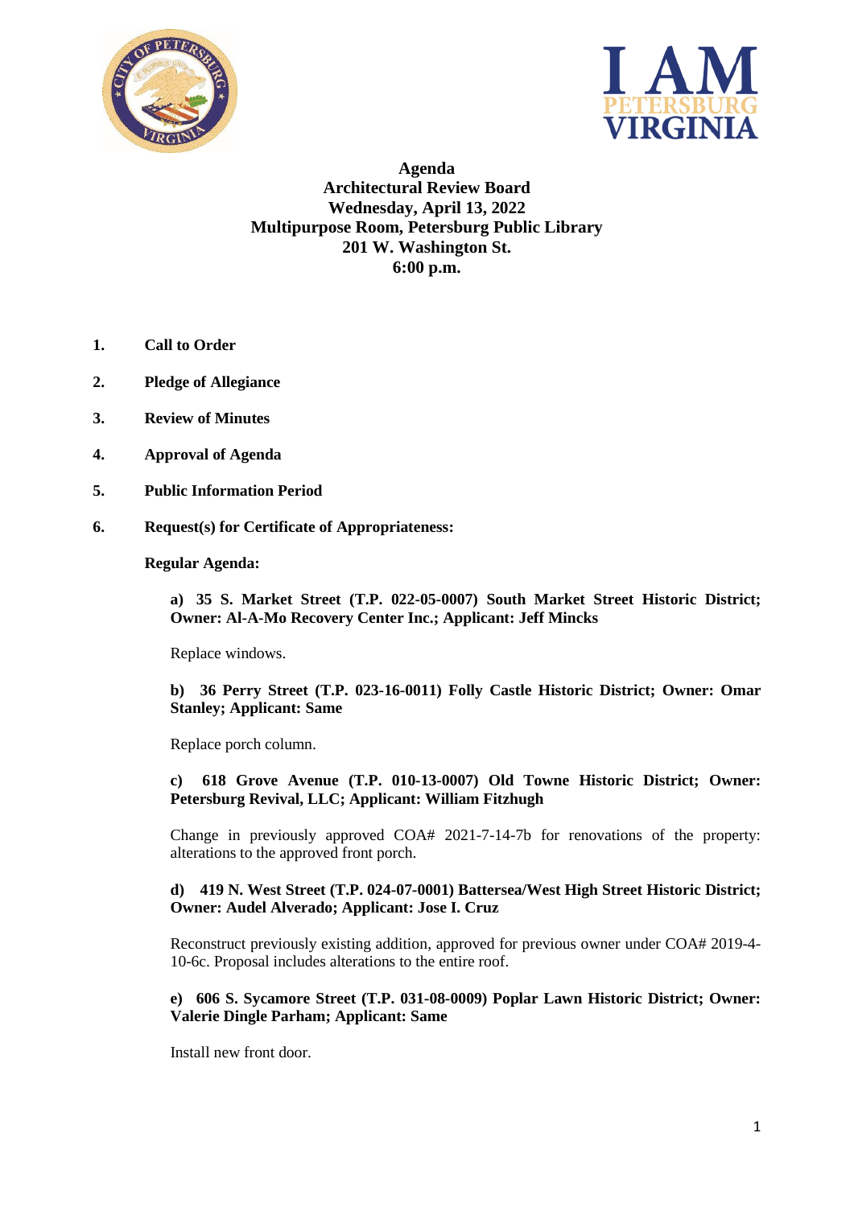# Agenda
## Architectural Review Board
## Wednesday, April 13, 2022
## Multipurpose Room, Petersburg Public Library
## 201 W. Washington St.
## 6:00 p.m.

1. **Call to Order**

2. **Pledge of Allegiance**

3. **Review of Minutes**

4. **Approval of Agenda**

5. **Public Information Period**

6. **Request(s) for Certificate of Appropriateness:**

   **Regular Agenda:**

   **a) 35 S. Market Street (T.P. 022-05-0007) South Market Street Historic District; Owner: Al-A-Mo Recovery Center Inc.; Applicant: Jeff Mincks**

   Replace windows.

   **b) 36 Perry Street (T.P. 023-16-0011) Folly Castle Historic District; Owner: Omar Stanley; Applicant: Same**

   Replace porch column.

   **c) 618 Grove Avenue (T.P. 010-13-0007) Old Towne Historic District; Owner: Petersburg Revival, LLC; Applicant: William Fitzhugh**

   Change in previously approved COA# 2021-7-14-7b for renovations of the property: alterations to the approved front porch.

   **d) 419 N. West Street (T.P. 024-07-0001) Battersea/West High Street Historic District; Owner: Audel Alverado; Applicant: Jose I. Cruz**

   Reconstruct previously existing addition, approved for previous owner under COA# 2019-4-10-6c. Proposal includes alterations to the entire roof.

   **e) 606 S. Sycamore Street (T.P. 031-08-0009) Poplar Lawn Historic District; Owner: Valerie Dingle Parham; Applicant: Same**

   Install new front door.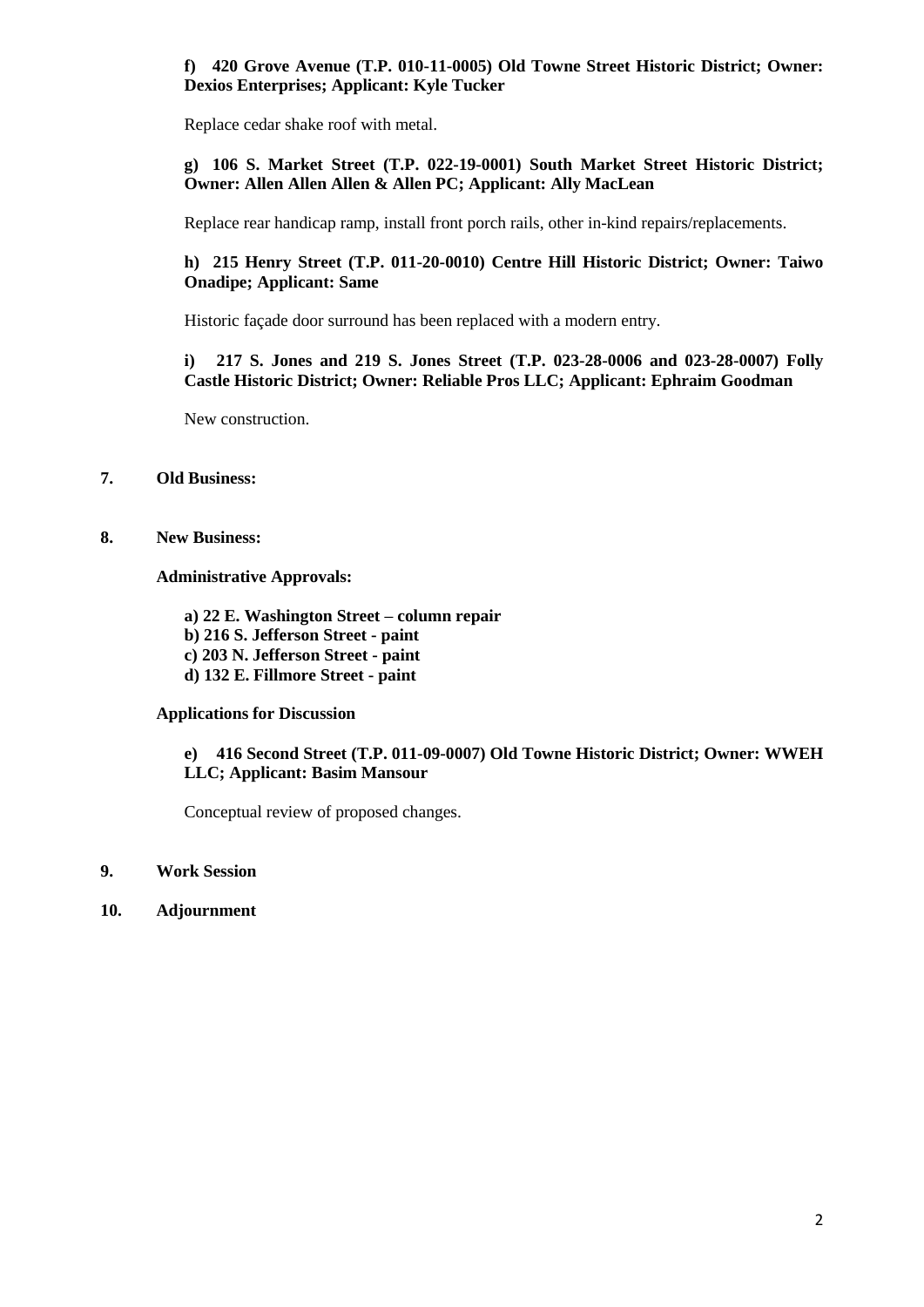**f) 420 Grove Avenue (T.P. 010-11-0005) Old Towne Street Historic District; Owner: Dexios Enterprises; Applicant: Kyle Tucker**

Replace cedar shake roof with metal.

**g) 106 S. Market Street (T.P. 022-19-0001) South Market Street Historic District; Owner: Allen Allen Allen & Allen PC; Applicant: Ally MacLean**

Replace rear handicap ramp, install front porch rails, other in-kind repairs/replacements.

**h) 215 Henry Street (T.P. 011-20-0010) Centre Hill Historic District; Owner: Taiwo Onadipe; Applicant: Same**

Historic façade door surround has been replaced with a modern entry.

**i) 217 S. Jones and 219 S. Jones Street (T.P. 023-28-0006 and 023-28-0007) Folly Castle Historic District; Owner: Reliable Pros LLC; Applicant: Ephraim Goodman**

New construction.

**7. Old Business:**

**8. New Business:**

**Administrative Approvals:**

**a) 22 E. Washington Street – column repair**
**b) 216 S. Jefferson Street - paint**
**c) 203 N. Jefferson Street - paint**
**d) 132 E. Fillmore Street - paint**

**Applications for Discussion**

**e) 416 Second Street (T.P. 011-09-0007) Old Towne Historic District; Owner: WWEH LLC; Applicant: Basim Mansour**

Conceptual review of proposed changes.

**9. Work Session**

**10. Adjournment**